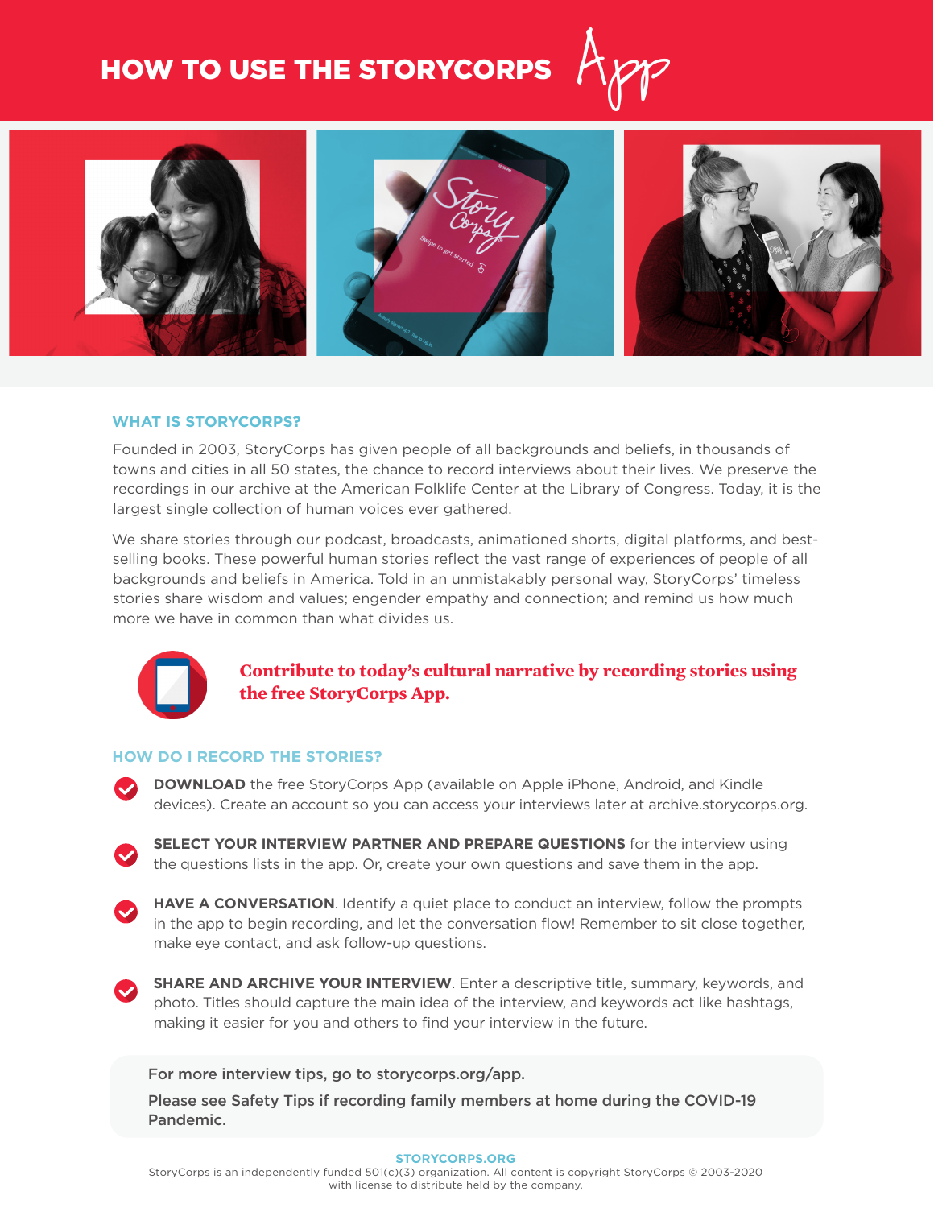# HOW TO USE THE STORYCORPS App

## WHAT IS STORYCORPS?

Founded in 2003, StoryCorps has given people of all backgrounds and beliefs, in thousands of towns and cities in all 50 states, the chance to record interviews about their lives. We preserve the recordings in our archive at the American Folklife Center at the Library of Congress. Today, it is the largest single collection of human voices ever gathered.

We share stories through our podcast, broadcasts, animationed shorts, digital platforms, and best-selling books. These powerful human stories reflect the vast range of experiences of people of all backgrounds and beliefs in America. Told in an unmistakably personal way, StoryCorps' timeless stories share wisdom and values; engender empathy and connection; and remind us how much more we have in common than what divides us.

**Contribute to today's cultural narrative by recording stories using the free StoryCorps App.**

## HOW DO I RECORD THE STORIES?

- **DOWNLOAD** the free StoryCorps App (available on Apple iPhone, Android, and Kindle devices). Create an account so you can access your interviews later at archive.storycorps.org.
- **SELECT YOUR INTERVIEW PARTNER AND PREPARE QUESTIONS** for the interview using the questions lists in the app. Or, create your own questions and save them in the app.
- **HAVE A CONVERSATION**. Identify a quiet place to conduct an interview, follow the prompts in the app to begin recording, and let the conversation flow! Remember to sit close together, make eye contact, and ask follow-up questions.
- **SHARE AND ARCHIVE YOUR INTERVIEW**. Enter a descriptive title, summary, keywords, and photo. Titles should capture the main idea of the interview, and keywords act like hashtags, making it easier for you and others to find your interview in the future.

For more interview tips, go to storycorps.org/app.

Please see Safety Tips if recording family members at home during the COVID-19 Pandemic.

STORYCORPS.ORG

StoryCorps is an independently funded 501(c)(3) organization. All content is copyright StoryCorps © 2003-2020 with license to distribute held by the company.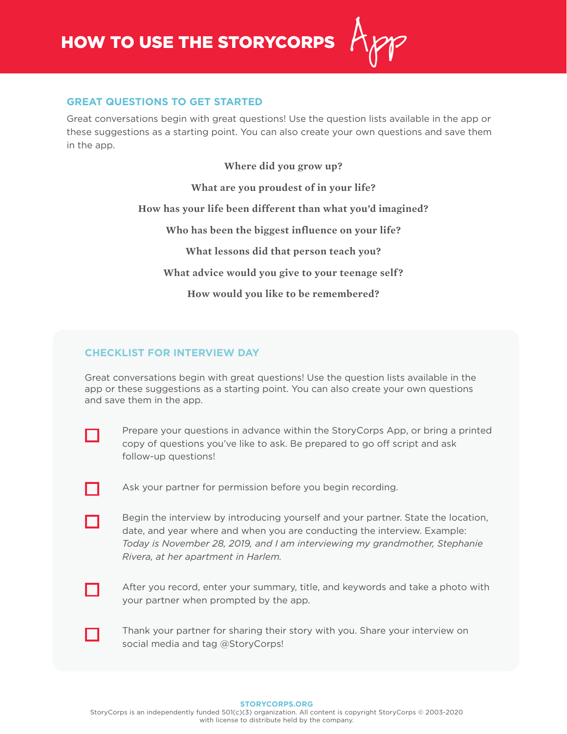# HOW TO USE THE STORYCORPS App

## GREAT QUESTIONS TO GET STARTED

Great conversations begin with great questions! Use the question lists available in the app or these suggestions as a starting point. You can also create your own questions and save them in the app.

**Where did you grow up?**

**What are you proudest of in your life?**

**How has your life been different than what you'd imagined?**

**Who has been the biggest influence on your life?**

**What lessons did that person teach you?**

**What advice would you give to your teenage self?**

**How would you like to be remembered?**

## CHECKLIST FOR INTERVIEW DAY

Great conversations begin with great questions! Use the question lists available in the app or these suggestions as a starting point. You can also create your own questions and save them in the app.

- [ ] Prepare your questions in advance within the StoryCorps App, or bring a printed copy of questions you've like to ask. Be prepared to go off script and ask follow-up questions!
- [ ] Ask your partner for permission before you begin recording.
- [ ] Begin the interview by introducing yourself and your partner. State the location, date, and year where and when you are conducting the interview. Example: *Today is November 28, 2019, and I am interviewing my grandmother, Stephanie Rivera, at her apartment in Harlem.*
- [ ] After you record, enter your summary, title, and keywords and take a photo with your partner when prompted by the app.
- [ ] Thank your partner for sharing their story with you. Share your interview on social media and tag @StoryCorps!

**STORYCORPS.ORG**

StoryCorps is an independently funded 501(c)(3) organization. All content is copyright StoryCorps © 2003-2020 with license to distribute held by the company.